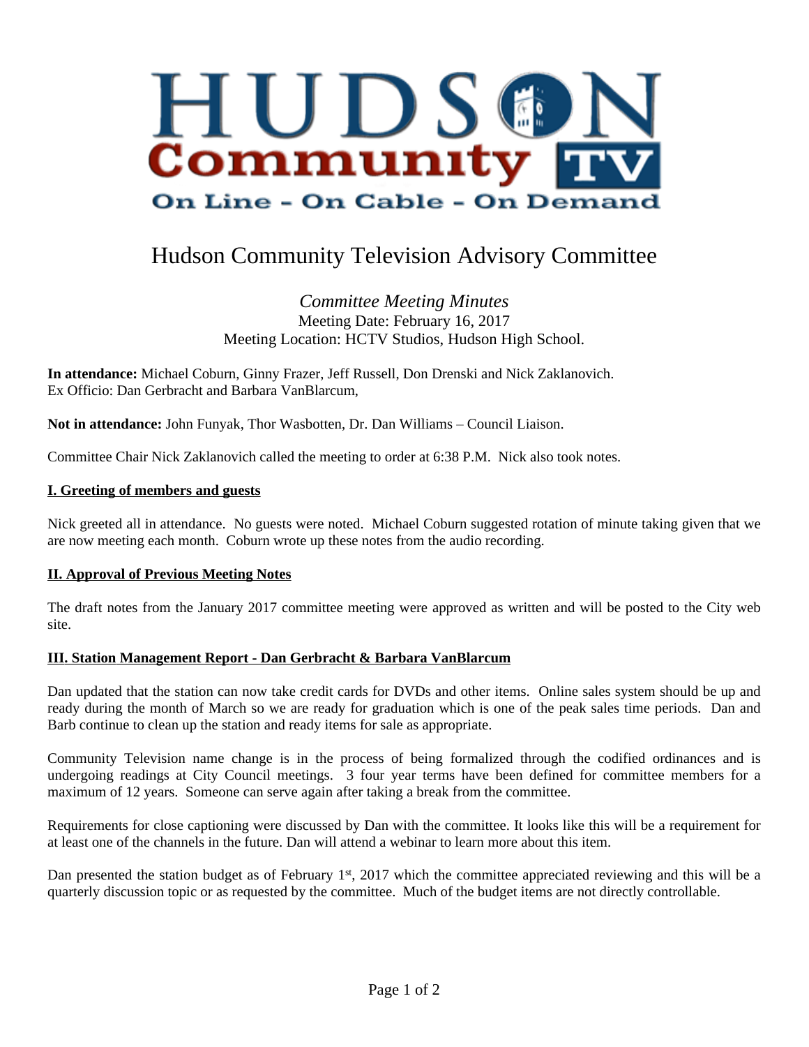# Hudson Community Television Advisory Committee

*Committee Meeting Minutes*
Meeting Date: February 16, 2017
Meeting Location: HCTV Studios, Hudson High School.

**In attendance:** Michael Coburn, Ginny Frazer, Jeff Russell, Don Drenski and Nick Zaklanovich.
Ex Officio: Dan Gerbracht and Barbara VanBlarcum,

**Not in attendance:** John Funyak, Thor Wasbotten, Dr. Dan Williams – Council Liaison.

Committee Chair Nick Zaklanovich called the meeting to order at 6:38 P.M. Nick also took notes.

## I. Greeting of members and guests

Nick greeted all in attendance. No guests were noted. Michael Coburn suggested rotation of minute taking given that we are now meeting each month. Coburn wrote up these notes from the audio recording.

## II. Approval of Previous Meeting Notes

The draft notes from the January 2017 committee meeting were approved as written and will be posted to the City web site.

## III. Station Management Report - Dan Gerbracht & Barbara VanBlarcum

Dan updated that the station can now take credit cards for DVDs and other items. Online sales system should be up and ready during the month of March so we are ready for graduation which is one of the peak sales time periods. Dan and Barb continue to clean up the station and ready items for sale as appropriate.

Community Television name change is in the process of being formalized through the codified ordinances and is undergoing readings at City Council meetings. 3 four year terms have been defined for committee members for a maximum of 12 years. Someone can serve again after taking a break from the committee.

Requirements for close captioning were discussed by Dan with the committee. It looks like this will be a requirement for at least one of the channels in the future. Dan will attend a webinar to learn more about this item.

Dan presented the station budget as of February 1st, 2017 which the committee appreciated reviewing and this will be a quarterly discussion topic or as requested by the committee. Much of the budget items are not directly controllable.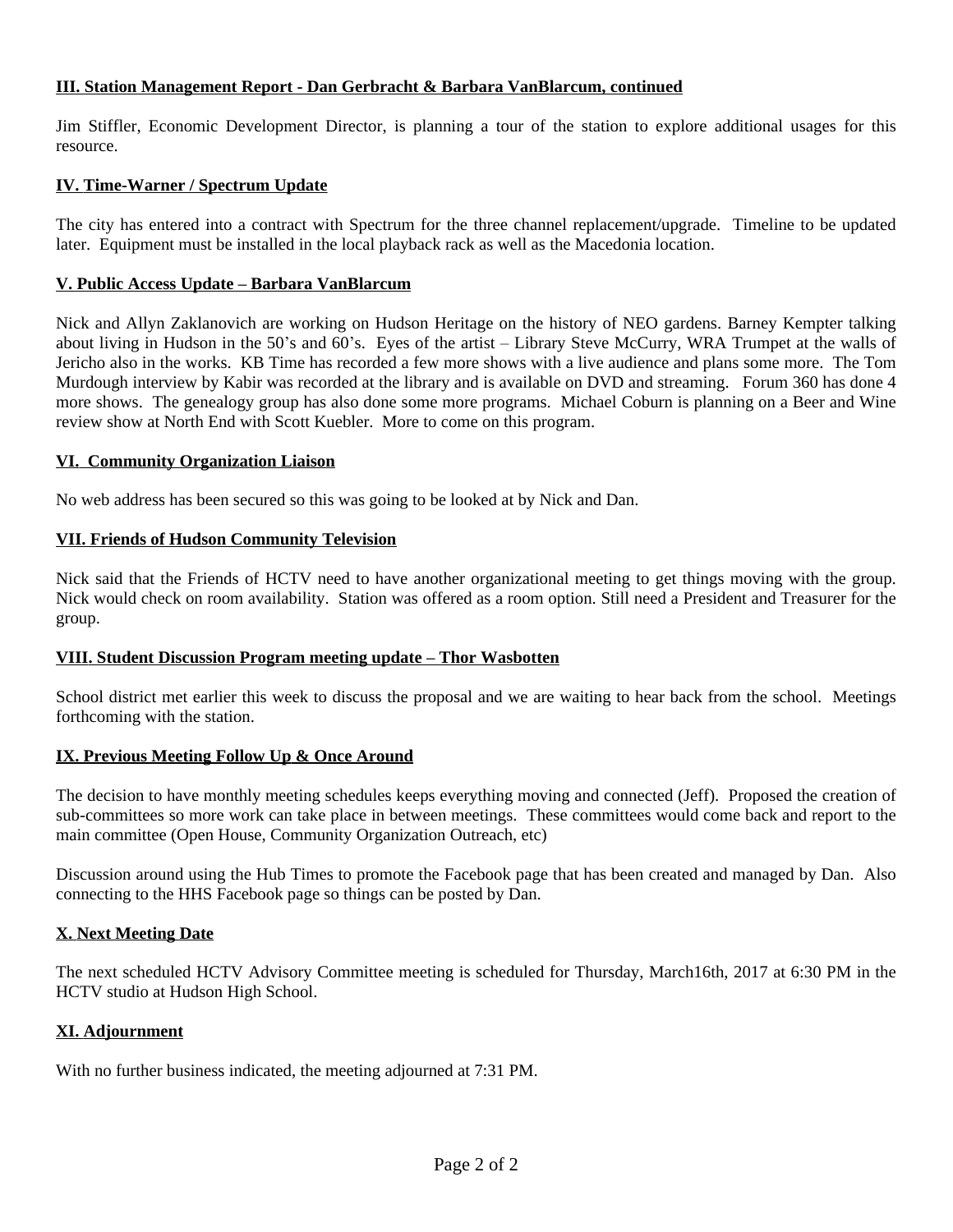**III. Station Management Report - Dan Gerbracht & Barbara VanBlarcum, continued**

Jim Stiffler, Economic Development Director, is planning a tour of the station to explore additional usages for this resource.

**IV. Time-Warner / Spectrum Update**

The city has entered into a contract with Spectrum for the three channel replacement/upgrade. Timeline to be updated later. Equipment must be installed in the local playback rack as well as the Macedonia location.

**V. Public Access Update – Barbara VanBlarcum**

Nick and Allyn Zaklanovich are working on Hudson Heritage on the history of NEO gardens. Barney Kempter talking about living in Hudson in the 50's and 60's. Eyes of the artist – Library Steve McCurry, WRA Trumpet at the walls of Jericho also in the works. KB Time has recorded a few more shows with a live audience and plans some more. The Tom Murdough interview by Kabir was recorded at the library and is available on DVD and streaming. Forum 360 has done 4 more shows. The genealogy group has also done some more programs. Michael Coburn is planning on a Beer and Wine review show at North End with Scott Kuebler. More to come on this program.

**VI. Community Organization Liaison**

No web address has been secured so this was going to be looked at by Nick and Dan.

**VII. Friends of Hudson Community Television**

Nick said that the Friends of HCTV need to have another organizational meeting to get things moving with the group. Nick would check on room availability. Station was offered as a room option. Still need a President and Treasurer for the group.

**VIII. Student Discussion Program meeting update – Thor Wasbotten**

School district met earlier this week to discuss the proposal and we are waiting to hear back from the school. Meetings forthcoming with the station.

**IX. Previous Meeting Follow Up & Once Around**

The decision to have monthly meeting schedules keeps everything moving and connected (Jeff). Proposed the creation of sub-committees so more work can take place in between meetings. These committees would come back and report to the main committee (Open House, Community Organization Outreach, etc)

Discussion around using the Hub Times to promote the Facebook page that has been created and managed by Dan. Also connecting to the HHS Facebook page so things can be posted by Dan.

**X. Next Meeting Date**

The next scheduled HCTV Advisory Committee meeting is scheduled for Thursday, March16th, 2017 at 6:30 PM in the HCTV studio at Hudson High School.

**XI. Adjournment**

With no further business indicated, the meeting adjourned at 7:31 PM.